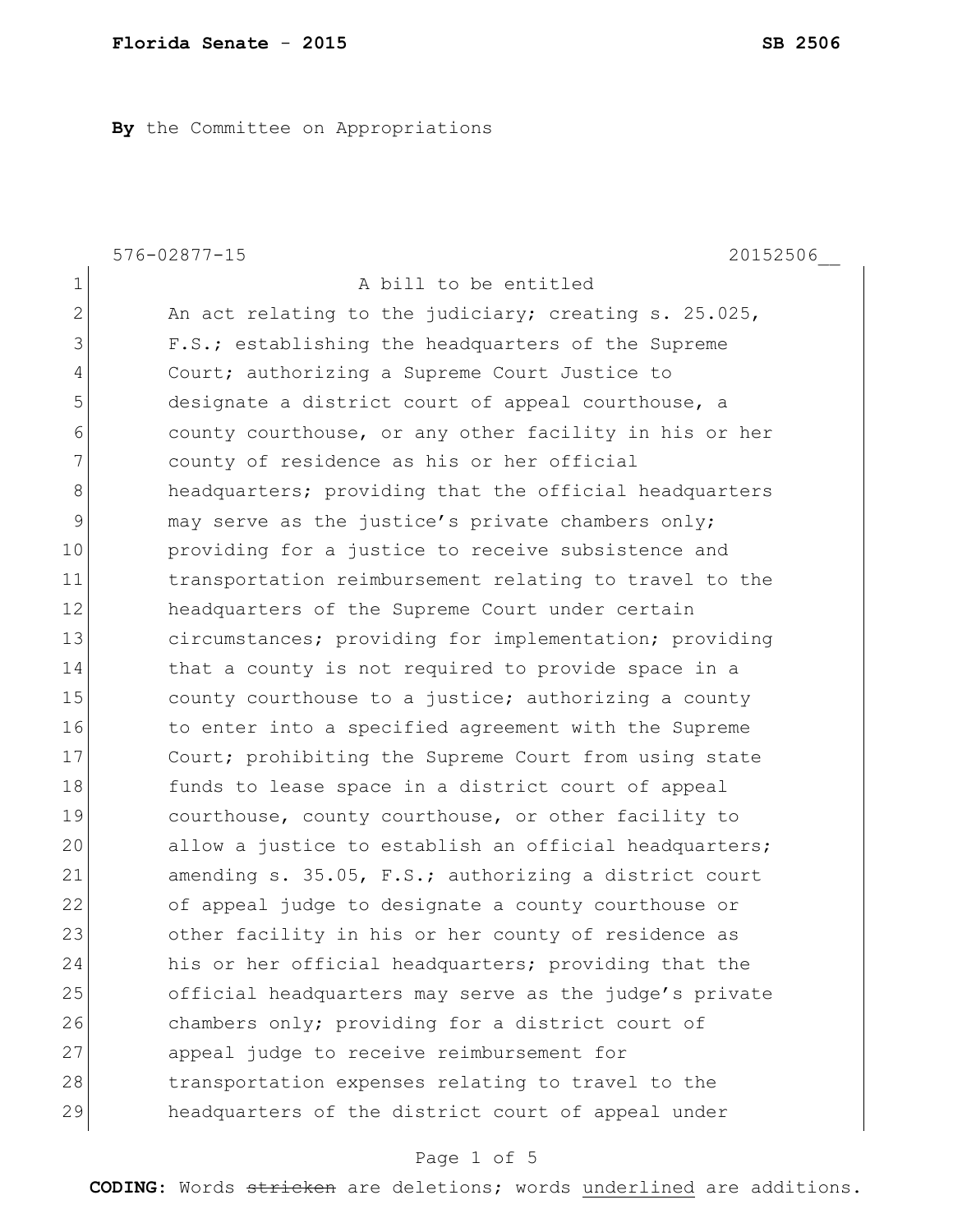**Florida Senate - 2015** **SB 2506**

**By** the Committee on Appropriations

576-02877-15 20152506__

A bill to be entitled

An act relating to the judiciary; creating s. 25.025, F.S.; establishing the headquarters of the Supreme Court; authorizing a Supreme Court Justice to designate a district court of appeal courthouse, a county courthouse, or any other facility in his or her county of residence as his or her official headquarters; providing that the official headquarters may serve as the justice's private chambers only; providing for a justice to receive subsistence and transportation reimbursement relating to travel to the headquarters of the Supreme Court under certain circumstances; providing for implementation; providing that a county is not required to provide space in a county courthouse to a justice; authorizing a county to enter into a specified agreement with the Supreme Court; prohibiting the Supreme Court from using state funds to lease space in a district court of appeal courthouse, county courthouse, or other facility to allow a justice to establish an official headquarters; amending s. 35.05, F.S.; authorizing a district court of appeal judge to designate a county courthouse or other facility in his or her county of residence as his or her official headquarters; providing that the official headquarters may serve as the judge's private chambers only; providing for a district court of appeal judge to receive reimbursement for transportation expenses relating to travel to the headquarters of the district court of appeal under

**CODING:** Words ~~stricken~~ are deletions; words <u>underlined</u> are additions.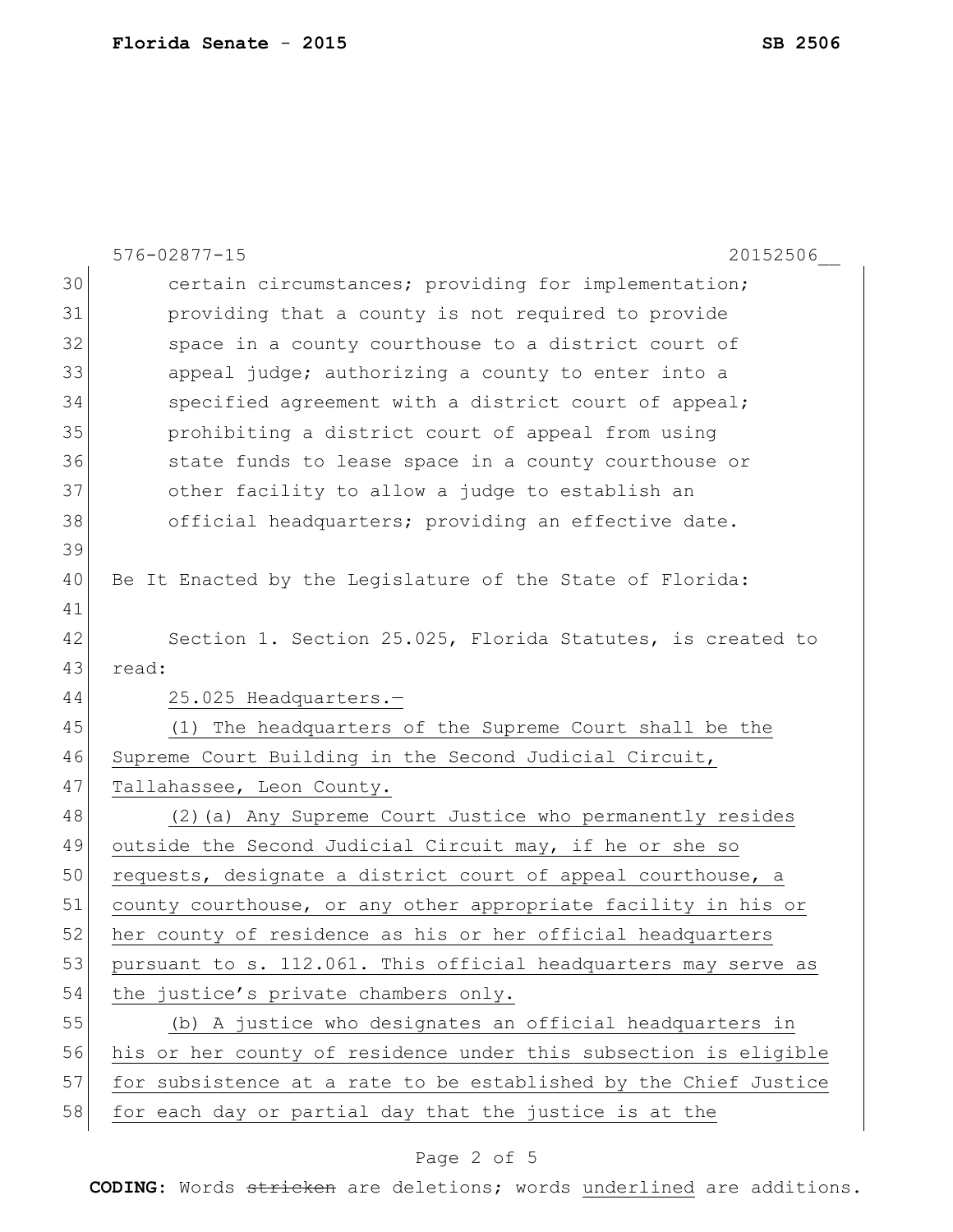576-02877-15 20152506__

certain circumstances; providing for implementation; providing that a county is not required to provide space in a county courthouse to a district court of appeal judge; authorizing a county to enter into a specified agreement with a district court of appeal; prohibiting a district court of appeal from using state funds to lease space in a county courthouse or other facility to allow a judge to establish an official headquarters; providing an effective date.

Be It Enacted by the Legislature of the State of Florida:

Section 1. Section 25.025, Florida Statutes, is created to read:

25.025 Headquarters.—

(1) The headquarters of the Supreme Court shall be the Supreme Court Building in the Second Judicial Circuit, Tallahassee, Leon County.

(2)(a) Any Supreme Court Justice who permanently resides outside the Second Judicial Circuit may, if he or she so requests, designate a district court of appeal courthouse, a county courthouse, or any other appropriate facility in his or her county of residence as his or her official headquarters pursuant to s. 112.061. This official headquarters may serve as the justice's private chambers only.

(b) A justice who designates an official headquarters in his or her county of residence under this subsection is eligible for subsistence at a rate to be established by the Chief Justice for each day or partial day that the justice is at the

CODING: Words ~~stricken~~ are deletions; words underlined are additions.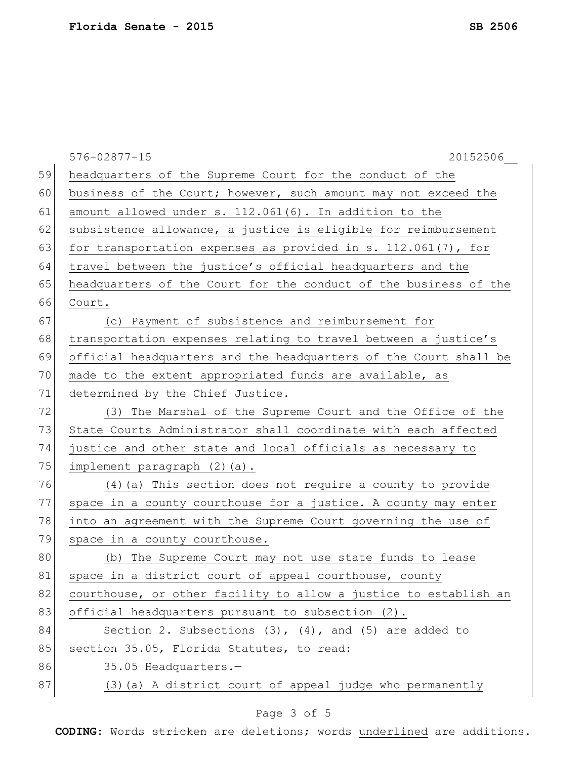headquarters of the Supreme Court for the conduct of the business of the Court; however, such amount may not exceed the amount allowed under s. 112.061(6). In addition to the subsistence allowance, a justice is eligible for reimbursement for transportation expenses as provided in s. 112.061(7), for travel between the justice's official headquarters and the headquarters of the Court for the conduct of the business of the Court.

(c) Payment of subsistence and reimbursement for transportation expenses relating to travel between a justice's official headquarters and the headquarters of the Court shall be made to the extent appropriated funds are available, as determined by the Chief Justice.

(3) The Marshal of the Supreme Court and the Office of the State Courts Administrator shall coordinate with each affected justice and other state and local officials as necessary to implement paragraph (2)(a).

(4)(a) This section does not require a county to provide space in a county courthouse for a justice. A county may enter into an agreement with the Supreme Court governing the use of space in a county courthouse.

(b) The Supreme Court may not use state funds to lease space in a district court of appeal courthouse, county courthouse, or other facility to allow a justice to establish an official headquarters pursuant to subsection (2).

Section 2. Subsections (3), (4), and (5) are added to section 35.05, Florida Statutes, to read:

35.05 Headquarters.—

(3)(a) A district court of appeal judge who permanently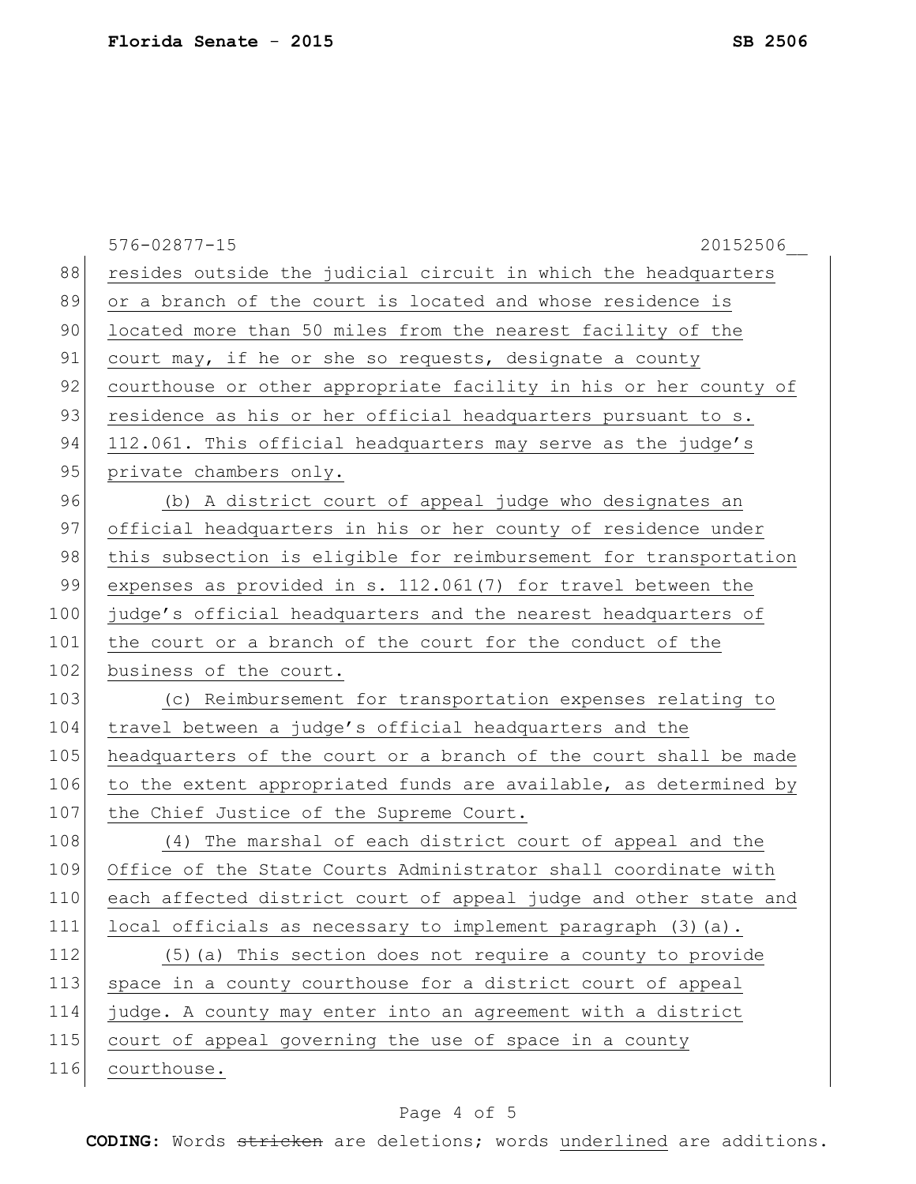resides outside the judicial circuit in which the headquarters or a branch of the court is located and whose residence is located more than 50 miles from the nearest facility of the court may, if he or she so requests, designate a county courthouse or other appropriate facility in his or her county of residence as his or her official headquarters pursuant to s. 112.061. This official headquarters may serve as the judge's private chambers only.

(b) A district court of appeal judge who designates an official headquarters in his or her county of residence under this subsection is eligible for reimbursement for transportation expenses as provided in s. 112.061(7) for travel between the judge's official headquarters and the nearest headquarters of the court or a branch of the court for the conduct of the business of the court.

(c) Reimbursement for transportation expenses relating to travel between a judge's official headquarters and the headquarters of the court or a branch of the court shall be made to the extent appropriated funds are available, as determined by the Chief Justice of the Supreme Court.

(4) The marshal of each district court of appeal and the Office of the State Courts Administrator shall coordinate with each affected district court of appeal judge and other state and local officials as necessary to implement paragraph (3)(a).

(5)(a) This section does not require a county to provide space in a county courthouse for a district court of appeal judge. A county may enter into an agreement with a district court of appeal governing the use of space in a county courthouse.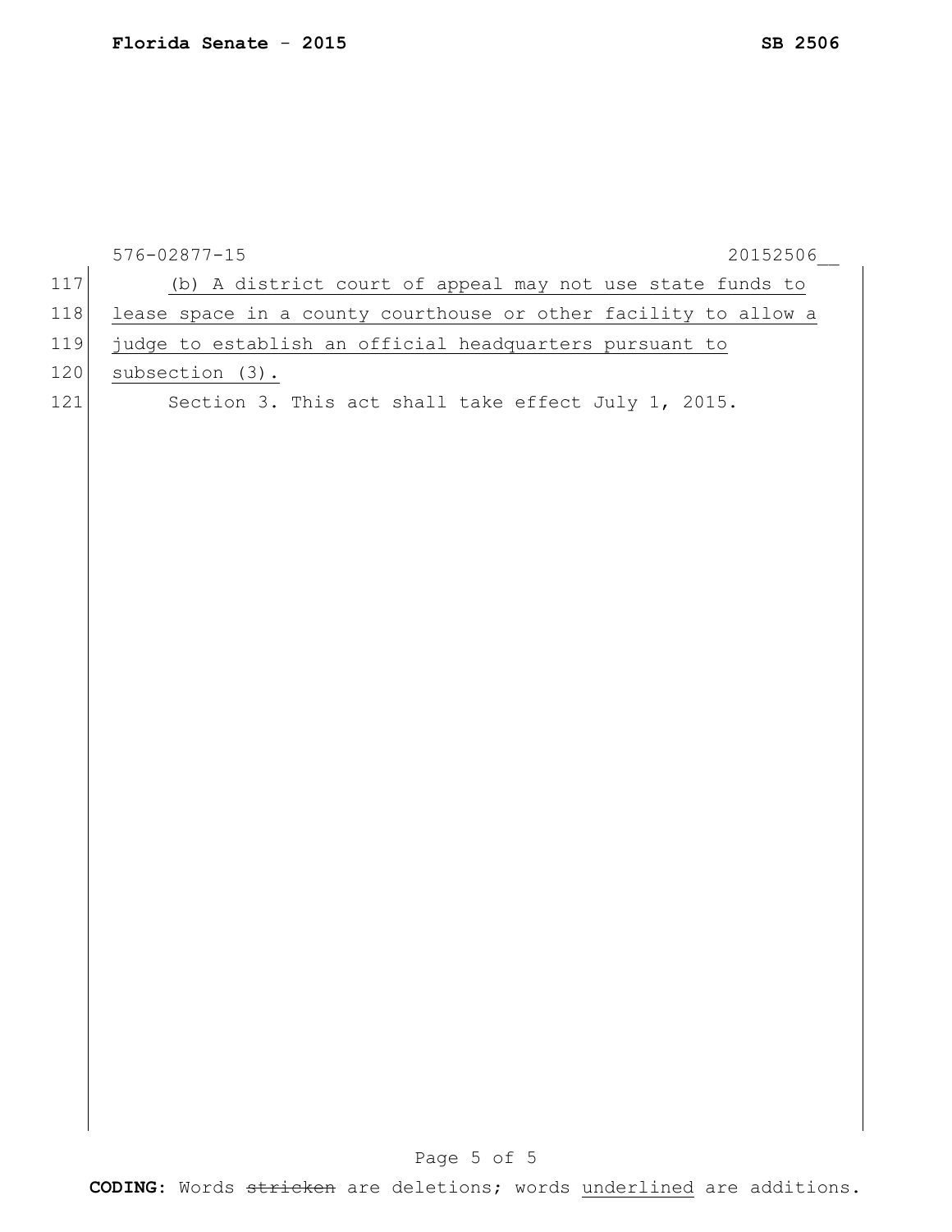576-02877-15 20152506__

117 (b) A district court of appeal may not use state funds to
118 lease space in a county courthouse or other facility to allow a
119 judge to establish an official headquarters pursuant to
120 subsection (3).

121 Section 3. This act shall take effect July 1, 2015.

**CODING:** Words ~~stricken~~ are deletions; words underlined are additions.